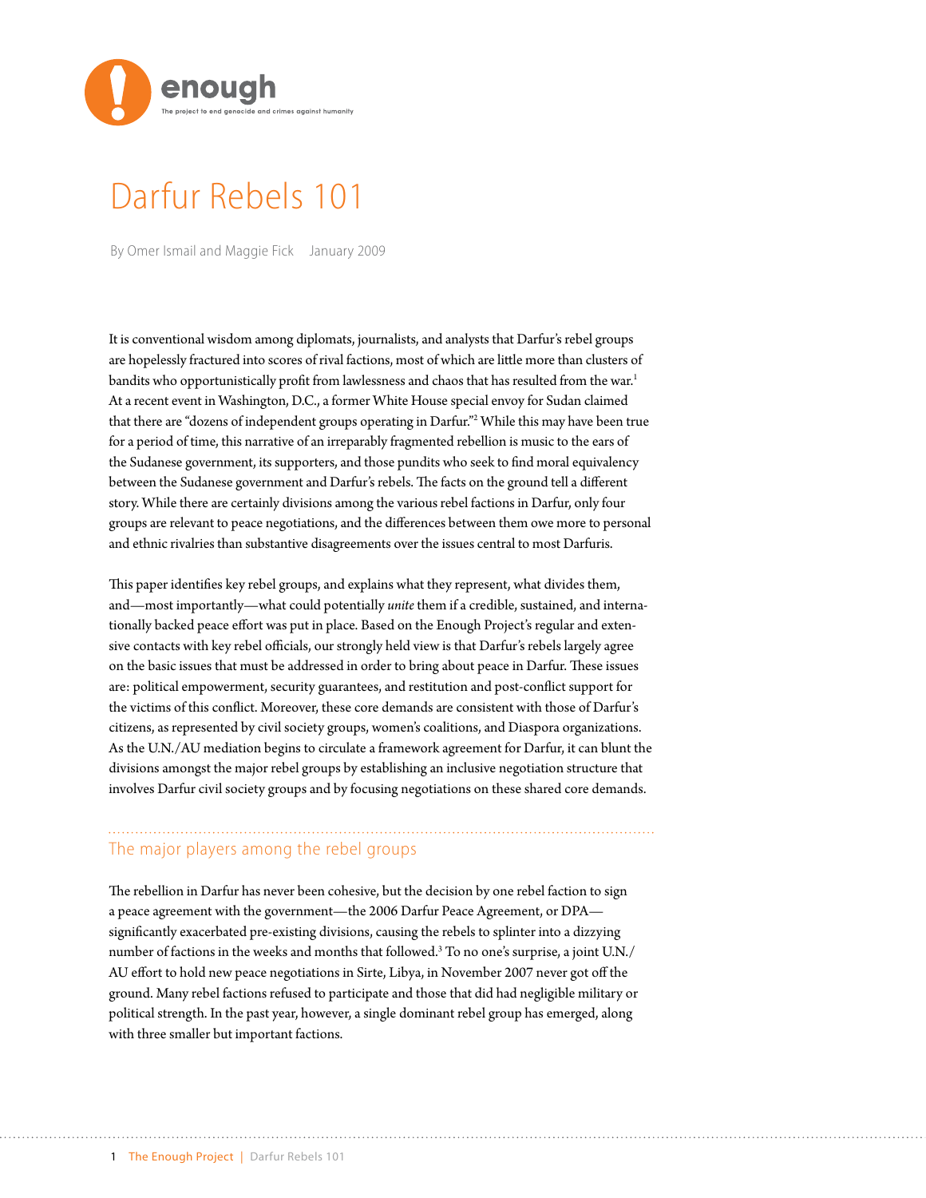enough

The project to end genocide and crimes against humanity

# Darfur Rebels 101

By Omer Ismail and Maggie Fick    January 2009

It is conventional wisdom among diplomats, journalists, and analysts that Darfur's rebel groups are hopelessly fractured into scores of rival factions, most of which are little more than clusters of bandits who opportunistically profit from lawlessness and chaos that has resulted from the war.[1] At a recent event in Washington, D.C., a former White House special envoy for Sudan claimed that there are "dozens of independent groups operating in Darfur."[2] While this may have been true for a period of time, this narrative of an irreparably fragmented rebellion is music to the ears of the Sudanese government, its supporters, and those pundits who seek to find moral equivalency between the Sudanese government and Darfur's rebels. The facts on the ground tell a different story. While there are certainly divisions among the various rebel factions in Darfur, only four groups are relevant to peace negotiations, and the differences between them owe more to personal and ethnic rivalries than substantive disagreements over the issues central to most Darfuris.

This paper identifies key rebel groups, and explains what they represent, what divides them, and—most importantly—what could potentially *unite* them if a credible, sustained, and internationally backed peace effort was put in place. Based on the Enough Project's regular and extensive contacts with key rebel officials, our strongly held view is that Darfur's rebels largely agree on the basic issues that must be addressed in order to bring about peace in Darfur. These issues are: political empowerment, security guarantees, and restitution and post-conflict support for the victims of this conflict. Moreover, these core demands are consistent with those of Darfur's citizens, as represented by civil society groups, women's coalitions, and Diaspora organizations. As the U.N./AU mediation begins to circulate a framework agreement for Darfur, it can blunt the divisions amongst the major rebel groups by establishing an inclusive negotiation structure that involves Darfur civil society groups and by focusing negotiations on these shared core demands.

## The major players among the rebel groups

The rebellion in Darfur has never been cohesive, but the decision by one rebel faction to sign a peace agreement with the government—the 2006 Darfur Peace Agreement, or DPA—significantly exacerbated pre-existing divisions, causing the rebels to splinter into a dizzying number of factions in the weeks and months that followed.[3] To no one's surprise, a joint U.N./AU effort to hold new peace negotiations in Sirte, Libya, in November 2007 never got off the ground. Many rebel factions refused to participate and those that did had negligible military or political strength. In the past year, however, a single dominant rebel group has emerged, along with three smaller but important factions.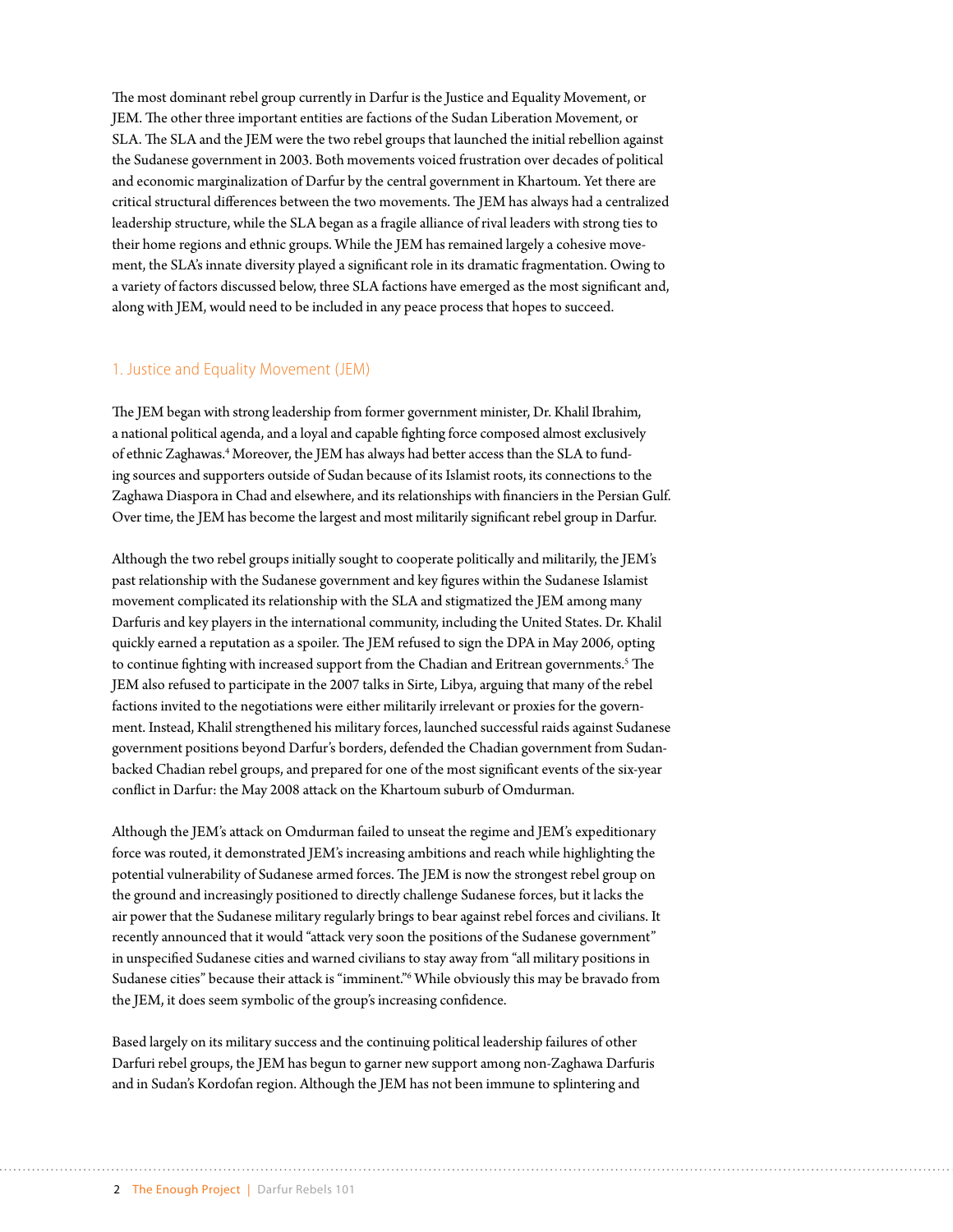The most dominant rebel group currently in Darfur is the Justice and Equality Movement, or JEM. The other three important entities are factions of the Sudan Liberation Movement, or SLA. The SLA and the JEM were the two rebel groups that launched the initial rebellion against the Sudanese government in 2003. Both movements voiced frustration over decades of political and economic marginalization of Darfur by the central government in Khartoum. Yet there are critical structural differences between the two movements. The JEM has always had a centralized leadership structure, while the SLA began as a fragile alliance of rival leaders with strong ties to their home regions and ethnic groups. While the JEM has remained largely a cohesive movement, the SLA's innate diversity played a significant role in its dramatic fragmentation. Owing to a variety of factors discussed below, three SLA factions have emerged as the most significant and, along with JEM, would need to be included in any peace process that hopes to succeed.

## 1. Justice and Equality Movement (JEM)

The JEM began with strong leadership from former government minister, Dr. Khalil Ibrahim, a national political agenda, and a loyal and capable fighting force composed almost exclusively of ethnic Zaghawas.[4] Moreover, the JEM has always had better access than the SLA to funding sources and supporters outside of Sudan because of its Islamist roots, its connections to the Zaghawa Diaspora in Chad and elsewhere, and its relationships with financiers in the Persian Gulf. Over time, the JEM has become the largest and most militarily significant rebel group in Darfur.

Although the two rebel groups initially sought to cooperate politically and militarily, the JEM's past relationship with the Sudanese government and key figures within the Sudanese Islamist movement complicated its relationship with the SLA and stigmatized the JEM among many Darfuris and key players in the international community, including the United States. Dr. Khalil quickly earned a reputation as a spoiler. The JEM refused to sign the DPA in May 2006, opting to continue fighting with increased support from the Chadian and Eritrean governments.[5] The JEM also refused to participate in the 2007 talks in Sirte, Libya, arguing that many of the rebel factions invited to the negotiations were either militarily irrelevant or proxies for the government. Instead, Khalil strengthened his military forces, launched successful raids against Sudanese government positions beyond Darfur's borders, defended the Chadian government from Sudan-backed Chadian rebel groups, and prepared for one of the most significant events of the six-year conflict in Darfur: the May 2008 attack on the Khartoum suburb of Omdurman.

Although the JEM's attack on Omdurman failed to unseat the regime and JEM's expeditionary force was routed, it demonstrated JEM's increasing ambitions and reach while highlighting the potential vulnerability of Sudanese armed forces. The JEM is now the strongest rebel group on the ground and increasingly positioned to directly challenge Sudanese forces, but it lacks the air power that the Sudanese military regularly brings to bear against rebel forces and civilians. It recently announced that it would "attack very soon the positions of the Sudanese government" in unspecified Sudanese cities and warned civilians to stay away from "all military positions in Sudanese cities" because their attack is "imminent."[6] While obviously this may be bravado from the JEM, it does seem symbolic of the group's increasing confidence.

Based largely on its military success and the continuing political leadership failures of other Darfuri rebel groups, the JEM has begun to garner new support among non-Zaghawa Darfuris and in Sudan's Kordofan region. Although the JEM has not been immune to splintering and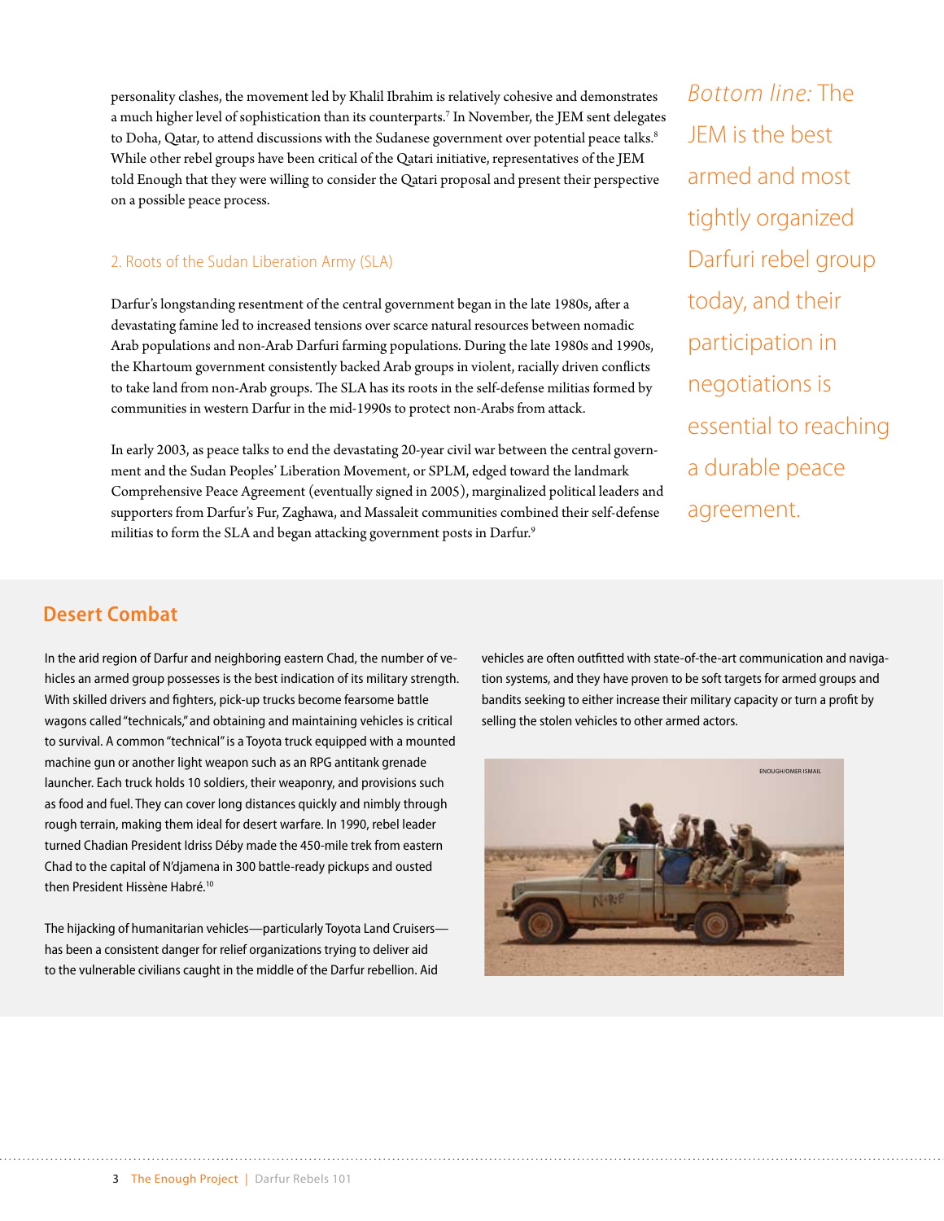personality clashes, the movement led by Khalil Ibrahim is relatively cohesive and demonstrates a much higher level of sophistication than its counterparts.[7] In November, the JEM sent delegates to Doha, Qatar, to attend discussions with the Sudanese government over potential peace talks.[8] While other rebel groups have been critical of the Qatari initiative, representatives of the JEM told Enough that they were willing to consider the Qatari proposal and present their perspective on a possible peace process.

*Bottom line:* The JEM is the best armed and most tightly organized Darfuri rebel group today, and their participation in negotiations is essential to reaching a durable peace agreement.

### 2. Roots of the Sudan Liberation Army (SLA)

Darfur's longstanding resentment of the central government began in the late 1980s, after a devastating famine led to increased tensions over scarce natural resources between nomadic Arab populations and non-Arab Darfuri farming populations. During the late 1980s and 1990s, the Khartoum government consistently backed Arab groups in violent, racially driven conflicts to take land from non-Arab groups. The SLA has its roots in the self-defense militias formed by communities in western Darfur in the mid-1990s to protect non-Arabs from attack.

In early 2003, as peace talks to end the devastating 20-year civil war between the central government and the Sudan Peoples' Liberation Movement, or SPLM, edged toward the landmark Comprehensive Peace Agreement (eventually signed in 2005), marginalized political leaders and supporters from Darfur's Fur, Zaghawa, and Massaleit communities combined their self-defense militias to form the SLA and began attacking government posts in Darfur.[9]

## Desert Combat

In the arid region of Darfur and neighboring eastern Chad, the number of vehicles an armed group possesses is the best indication of its military strength. With skilled drivers and fighters, pick-up trucks become fearsome battle wagons called "technicals," and obtaining and maintaining vehicles is critical to survival. A common "technical" is a Toyota truck equipped with a mounted machine gun or another light weapon such as an RPG antitank grenade launcher. Each truck holds 10 soldiers, their weaponry, and provisions such as food and fuel. They can cover long distances quickly and nimbly through rough terrain, making them ideal for desert warfare. In 1990, rebel leader turned Chadian President Idriss Déby made the 450-mile trek from eastern Chad to the capital of N'djamena in 300 battle-ready pickups and ousted then President Hissène Habré.[10]

The hijacking of humanitarian vehicles—particularly Toyota Land Cruisers—has been a consistent danger for relief organizations trying to deliver aid to the vulnerable civilians caught in the middle of the Darfur rebellion. Aid vehicles are often outfitted with state-of-the-art communication and navigation systems, and they have proven to be soft targets for armed groups and bandits seeking to either increase their military capacity or turn a profit by selling the stolen vehicles to other armed actors.

ENOUGH/OMER ISMAIL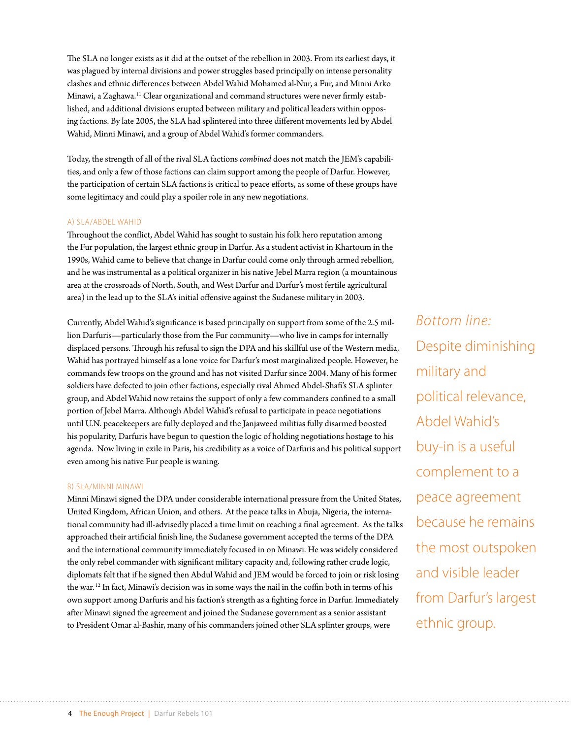The SLA no longer exists as it did at the outset of the rebellion in 2003. From its earliest days, it was plagued by internal divisions and power struggles based principally on intense personality clashes and ethnic differences between Abdel Wahid Mohamed al-Nur, a Fur, and Minni Arko Minawi, a Zaghawa.[11] Clear organizational and command structures were never firmly established, and additional divisions erupted between military and political leaders within opposing factions. By late 2005, the SLA had splintered into three different movements led by Abdel Wahid, Minni Minawi, and a group of Abdel Wahid's former commanders.

Today, the strength of all of the rival SLA factions *combined* does not match the JEM's capabilities, and only a few of those factions can claim support among the people of Darfur. However, the participation of certain SLA factions is critical to peace efforts, as some of these groups have some legitimacy and could play a spoiler role in any new negotiations.

### A) SLA/ABDEL WAHID

Throughout the conflict, Abdel Wahid has sought to sustain his folk hero reputation among the Fur population, the largest ethnic group in Darfur. As a student activist in Khartoum in the 1990s, Wahid came to believe that change in Darfur could come only through armed rebellion, and he was instrumental as a political organizer in his native Jebel Marra region (a mountainous area at the crossroads of North, South, and West Darfur and Darfur's most fertile agricultural area) in the lead up to the SLA's initial offensive against the Sudanese military in 2003.

Currently, Abdel Wahid's significance is based principally on support from some of the 2.5 million Darfuris—particularly those from the Fur community—who live in camps for internally displaced persons. Through his refusal to sign the DPA and his skillful use of the Western media, Wahid has portrayed himself as a lone voice for Darfur's most marginalized people. However, he commands few troops on the ground and has not visited Darfur since 2004. Many of his former soldiers have defected to join other factions, especially rival Ahmed Abdel-Shafi's SLA splinter group, and Abdel Wahid now retains the support of only a few commanders confined to a small portion of Jebel Marra. Although Abdel Wahid's refusal to participate in peace negotiations until U.N. peacekeepers are fully deployed and the Janjaweed militias fully disarmed boosted his popularity, Darfuris have begun to question the logic of holding negotiations hostage to his agenda. Now living in exile in Paris, his credibility as a voice of Darfuris and his political support even among his native Fur people is waning.

*Bottom line:* Despite diminishing military and political relevance, Abdel Wahid's buy-in is a useful complement to a peace agreement because he remains the most outspoken and visible leader from Darfur's largest ethnic group.

### B) SLA/MINNI MINAWI

Minni Minawi signed the DPA under considerable international pressure from the United States, United Kingdom, African Union, and others. At the peace talks in Abuja, Nigeria, the international community had ill-advisedly placed a time limit on reaching a final agreement. As the talks approached their artificial finish line, the Sudanese government accepted the terms of the DPA and the international community immediately focused in on Minawi. He was widely considered the only rebel commander with significant military capacity and, following rather crude logic, diplomats felt that if he signed then Abdul Wahid and JEM would be forced to join or risk losing the war.[12] In fact, Minawi's decision was in some ways the nail in the coffin both in terms of his own support among Darfuris and his faction's strength as a fighting force in Darfur. Immediately after Minawi signed the agreement and joined the Sudanese government as a senior assistant to President Omar al-Bashir, many of his commanders joined other SLA splinter groups, were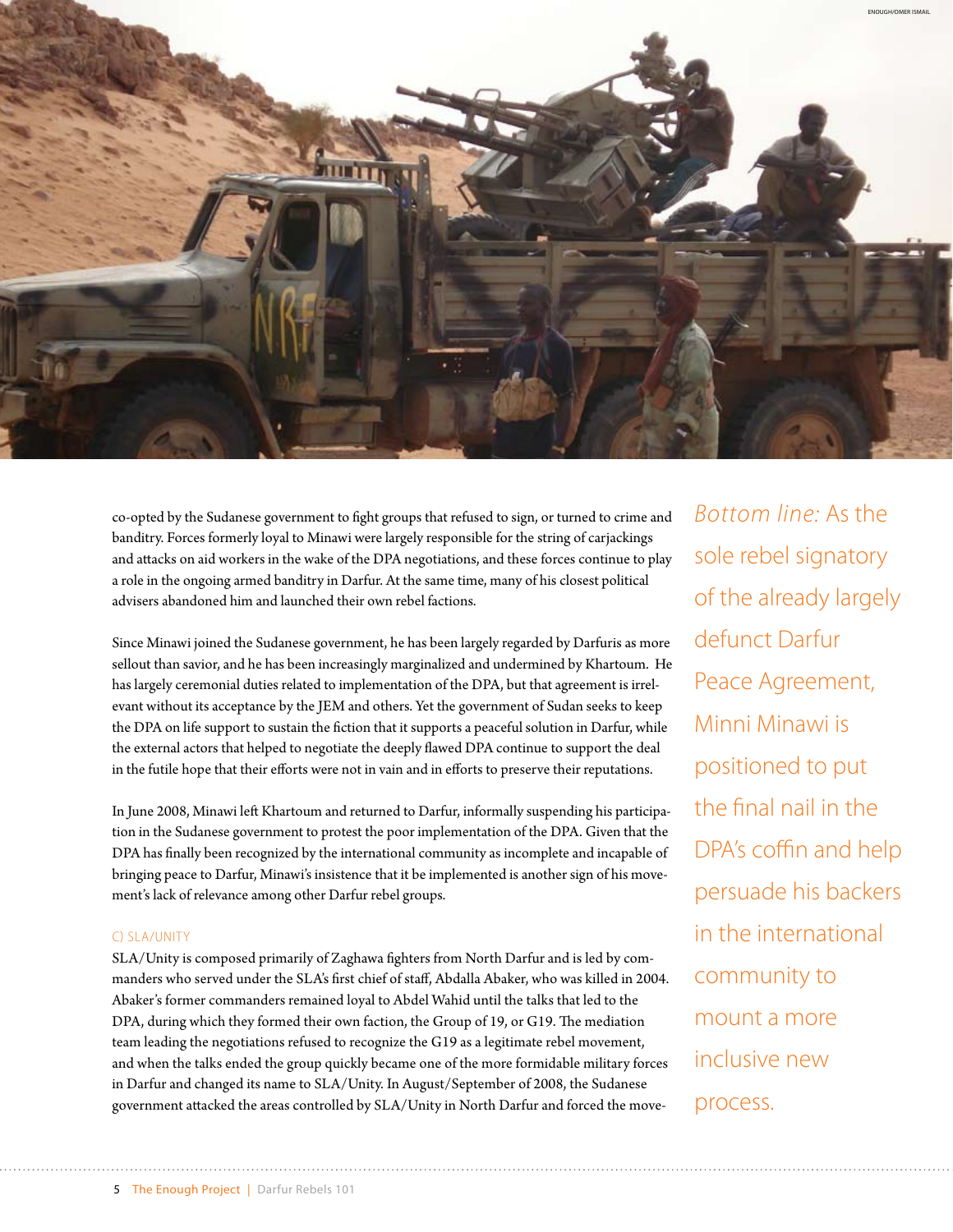co-opted by the Sudanese government to fight groups that refused to sign, or turned to crime and banditry. Forces formerly loyal to Minawi were largely responsible for the string of carjackings and attacks on aid workers in the wake of the DPA negotiations, and these forces continue to play a role in the ongoing armed banditry in Darfur. At the same time, many of his closest political advisers abandoned him and launched their own rebel factions.

Since Minawi joined the Sudanese government, he has been largely regarded by Darfuris as more sellout than savior, and he has been increasingly marginalized and undermined by Khartoum. He has largely ceremonial duties related to implementation of the DPA, but that agreement is irrelevant without its acceptance by the JEM and others. Yet the government of Sudan seeks to keep the DPA on life support to sustain the fiction that it supports a peaceful solution in Darfur, while the external actors that helped to negotiate the deeply flawed DPA continue to support the deal in the futile hope that their efforts were not in vain and in efforts to preserve their reputations.

In June 2008, Minawi left Khartoum and returned to Darfur, informally suspending his participation in the Sudanese government to protest the poor implementation of the DPA. Given that the DPA has finally been recognized by the international community as incomplete and incapable of bringing peace to Darfur, Minawi's insistence that it be implemented is another sign of his movement's lack of relevance among other Darfur rebel groups.

*Bottom line:* As the sole rebel signatory of the already largely defunct Darfur Peace Agreement, Minni Minawi is positioned to put the final nail in the DPA's coffin and help persuade his backers in the international community to mount a more inclusive new process.

### C) SLA/UNITY

SLA/Unity is composed primarily of Zaghawa fighters from North Darfur and is led by commanders who served under the SLA's first chief of staff, Abdalla Abaker, who was killed in 2004. Abaker's former commanders remained loyal to Abdel Wahid until the talks that led to the DPA, during which they formed their own faction, the Group of 19, or G19. The mediation team leading the negotiations refused to recognize the G19 as a legitimate rebel movement, and when the talks ended the group quickly became one of the more formidable military forces in Darfur and changed its name to SLA/Unity. In August/September of 2008, the Sudanese government attacked the areas controlled by SLA/Unity in North Darfur and forced the move-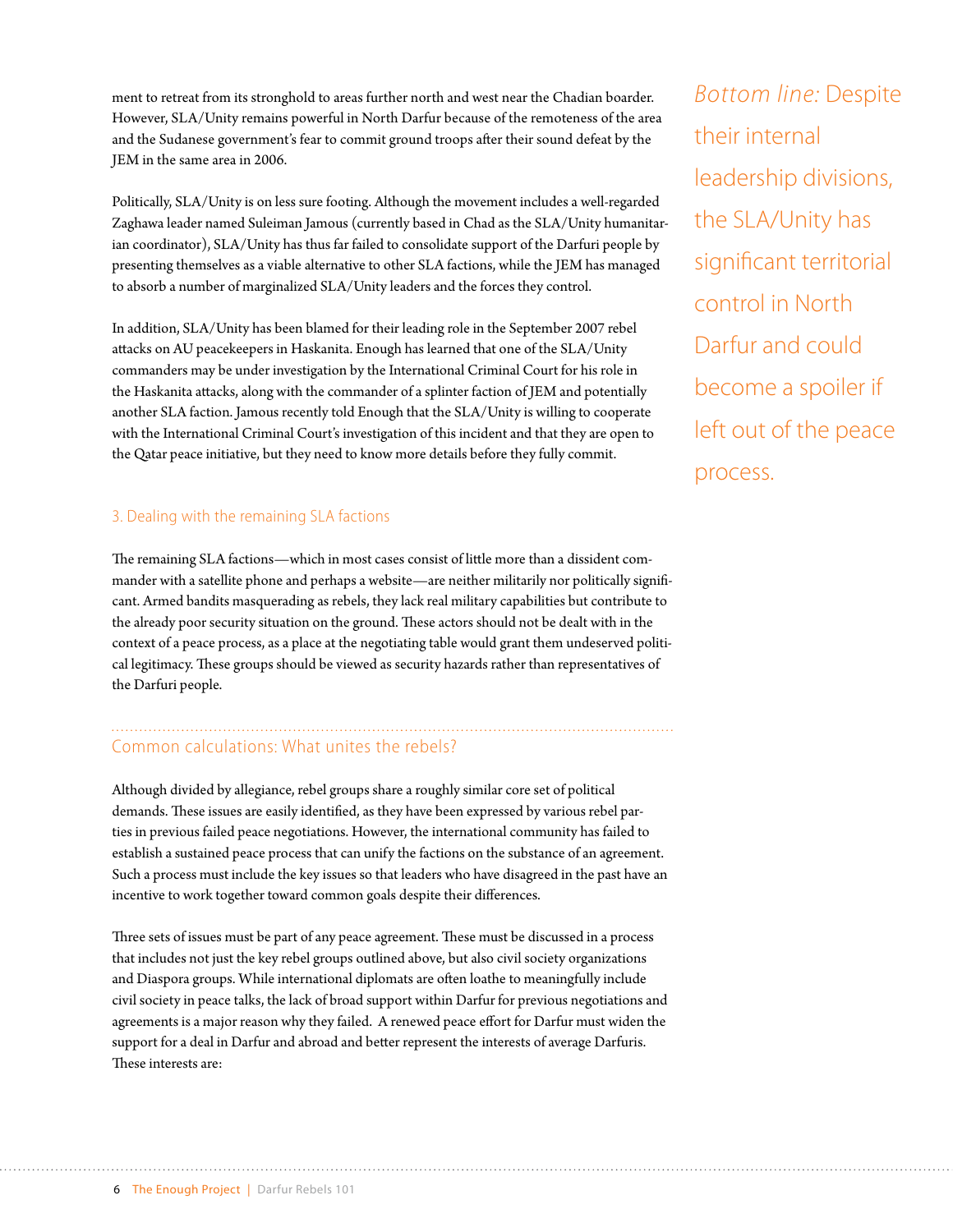ment to retreat from its stronghold to areas further north and west near the Chadian boarder. However, SLA/Unity remains powerful in North Darfur because of the remoteness of the area and the Sudanese government's fear to commit ground troops after their sound defeat by the JEM in the same area in 2006.

Politically, SLA/Unity is on less sure footing. Although the movement includes a well-regarded Zaghawa leader named Suleiman Jamous (currently based in Chad as the SLA/Unity humanitarian coordinator), SLA/Unity has thus far failed to consolidate support of the Darfuri people by presenting themselves as a viable alternative to other SLA factions, while the JEM has managed to absorb a number of marginalized SLA/Unity leaders and the forces they control.

In addition, SLA/Unity has been blamed for their leading role in the September 2007 rebel attacks on AU peacekeepers in Haskanita. Enough has learned that one of the SLA/Unity commanders may be under investigation by the International Criminal Court for his role in the Haskanita attacks, along with the commander of a splinter faction of JEM and potentially another SLA faction. Jamous recently told Enough that the SLA/Unity is willing to cooperate with the International Criminal Court's investigation of this incident and that they are open to the Qatar peace initiative, but they need to know more details before they fully commit.

*Bottom line:* Despite their internal leadership divisions, the SLA/Unity has significant territorial control in North Darfur and could become a spoiler if left out of the peace process.

### 3. Dealing with the remaining SLA factions

The remaining SLA factions—which in most cases consist of little more than a dissident commander with a satellite phone and perhaps a website—are neither militarily nor politically significant. Armed bandits masquerading as rebels, they lack real military capabilities but contribute to the already poor security situation on the ground. These actors should not be dealt with in the context of a peace process, as a place at the negotiating table would grant them undeserved political legitimacy. These groups should be viewed as security hazards rather than representatives of the Darfuri people.

## Common calculations: What unites the rebels?

Although divided by allegiance, rebel groups share a roughly similar core set of political demands. These issues are easily identified, as they have been expressed by various rebel parties in previous failed peace negotiations. However, the international community has failed to establish a sustained peace process that can unify the factions on the substance of an agreement. Such a process must include the key issues so that leaders who have disagreed in the past have an incentive to work together toward common goals despite their differences.

Three sets of issues must be part of any peace agreement. These must be discussed in a process that includes not just the key rebel groups outlined above, but also civil society organizations and Diaspora groups. While international diplomats are often loathe to meaningfully include civil society in peace talks, the lack of broad support within Darfur for previous negotiations and agreements is a major reason why they failed. A renewed peace effort for Darfur must widen the support for a deal in Darfur and abroad and better represent the interests of average Darfuris. These interests are: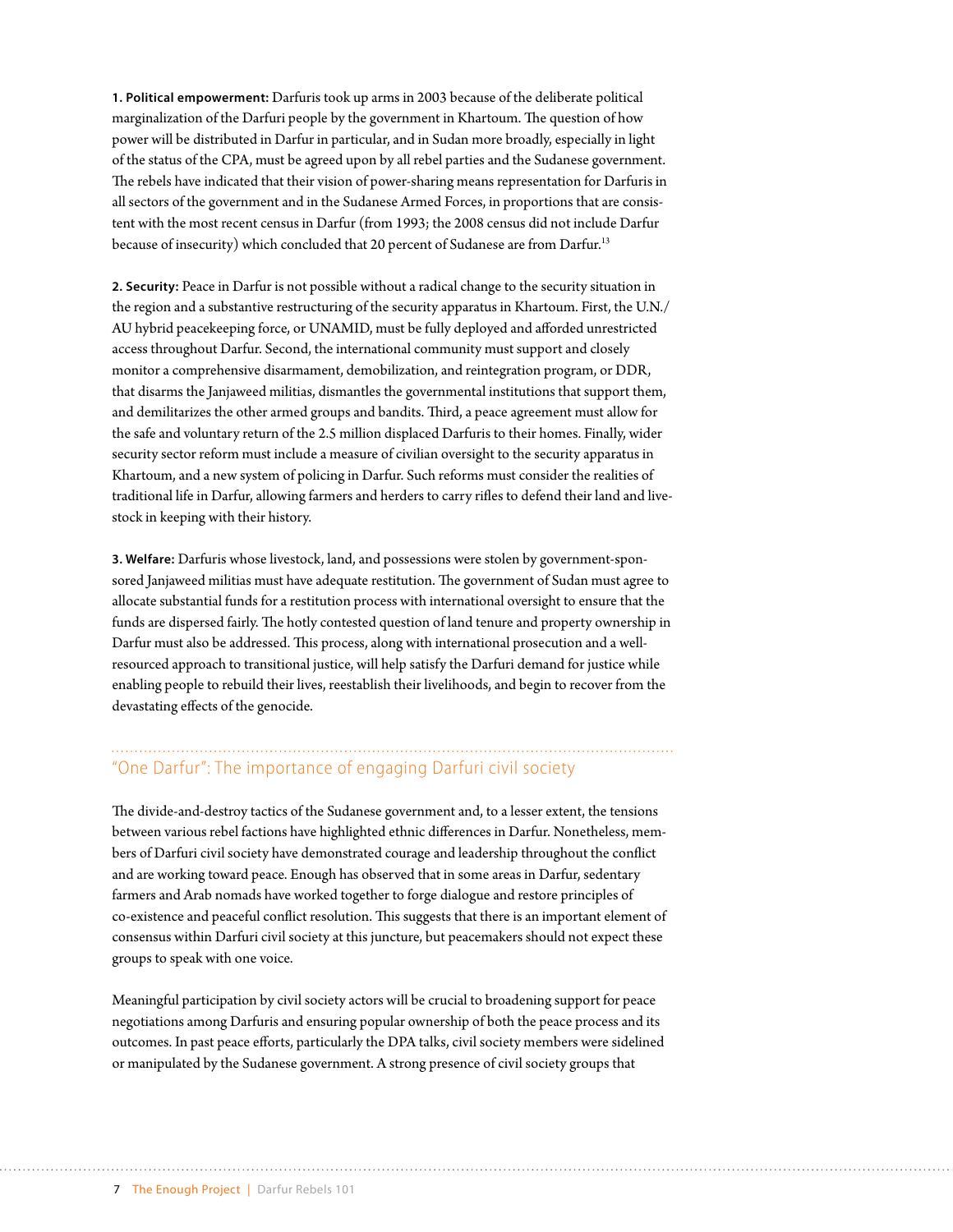**1. Political empowerment:** Darfuris took up arms in 2003 because of the deliberate political marginalization of the Darfuri people by the government in Khartoum. The question of how power will be distributed in Darfur in particular, and in Sudan more broadly, especially in light of the status of the CPA, must be agreed upon by all rebel parties and the Sudanese government. The rebels have indicated that their vision of power-sharing means representation for Darfuris in all sectors of the government and in the Sudanese Armed Forces, in proportions that are consistent with the most recent census in Darfur (from 1993; the 2008 census did not include Darfur because of insecurity) which concluded that 20 percent of Sudanese are from Darfur.[13]

**2. Security:** Peace in Darfur is not possible without a radical change to the security situation in the region and a substantive restructuring of the security apparatus in Khartoum. First, the U.N./AU hybrid peacekeeping force, or UNAMID, must be fully deployed and afforded unrestricted access throughout Darfur. Second, the international community must support and closely monitor a comprehensive disarmament, demobilization, and reintegration program, or DDR, that disarms the Janjaweed militias, dismantles the governmental institutions that support them, and demilitarizes the other armed groups and bandits. Third, a peace agreement must allow for the safe and voluntary return of the 2.5 million displaced Darfuris to their homes. Finally, wider security sector reform must include a measure of civilian oversight to the security apparatus in Khartoum, and a new system of policing in Darfur. Such reforms must consider the realities of traditional life in Darfur, allowing farmers and herders to carry rifles to defend their land and livestock in keeping with their history.

**3. Welfare:** Darfuris whose livestock, land, and possessions were stolen by government-sponsored Janjaweed militias must have adequate restitution. The government of Sudan must agree to allocate substantial funds for a restitution process with international oversight to ensure that the funds are dispersed fairly. The hotly contested question of land tenure and property ownership in Darfur must also be addressed. This process, along with international prosecution and a well-resourced approach to transitional justice, will help satisfy the Darfuri demand for justice while enabling people to rebuild their lives, reestablish their livelihoods, and begin to recover from the devastating effects of the genocide.

## "One Darfur": The importance of engaging Darfuri civil society

The divide-and-destroy tactics of the Sudanese government and, to a lesser extent, the tensions between various rebel factions have highlighted ethnic differences in Darfur. Nonetheless, members of Darfuri civil society have demonstrated courage and leadership throughout the conflict and are working toward peace. Enough has observed that in some areas in Darfur, sedentary farmers and Arab nomads have worked together to forge dialogue and restore principles of co-existence and peaceful conflict resolution. This suggests that there is an important element of consensus within Darfuri civil society at this juncture, but peacemakers should not expect these groups to speak with one voice.

Meaningful participation by civil society actors will be crucial to broadening support for peace negotiations among Darfuris and ensuring popular ownership of both the peace process and its outcomes. In past peace efforts, particularly the DPA talks, civil society members were sidelined or manipulated by the Sudanese government. A strong presence of civil society groups that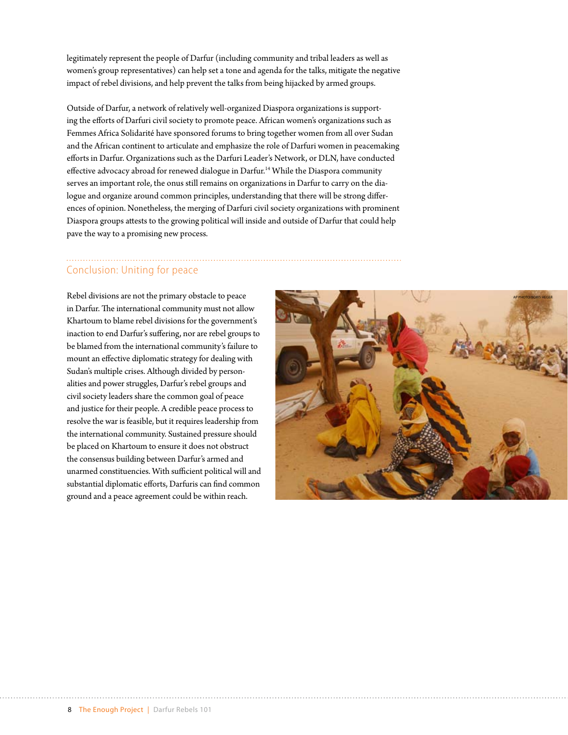legitimately represent the people of Darfur (including community and tribal leaders as well as women's group representatives) can help set a tone and agenda for the talks, mitigate the negative impact of rebel divisions, and help prevent the talks from being hijacked by armed groups.

Outside of Darfur, a network of relatively well-organized Diaspora organizations is supporting the efforts of Darfuri civil society to promote peace. African women's organizations such as Femmes Africa Solidarité have sponsored forums to bring together women from all over Sudan and the African continent to articulate and emphasize the role of Darfuri women in peacemaking efforts in Darfur. Organizations such as the Darfuri Leader's Network, or DLN, have conducted effective advocacy abroad for renewed dialogue in Darfur.[14] While the Diaspora community serves an important role, the onus still remains on organizations in Darfur to carry on the dialogue and organize around common principles, understanding that there will be strong differences of opinion. Nonetheless, the merging of Darfuri civil society organizations with prominent Diaspora groups attests to the growing political will inside and outside of Darfur that could help pave the way to a promising new process.

## Conclusion: Uniting for peace

Rebel divisions are not the primary obstacle to peace in Darfur. The international community must not allow Khartoum to blame rebel divisions for the government's inaction to end Darfur's suffering, nor are rebel groups to be blamed from the international community's failure to mount an effective diplomatic strategy for dealing with Sudan's multiple crises. Although divided by personalities and power struggles, Darfur's rebel groups and civil society leaders share the common goal of peace and justice for their people. A credible peace process to resolve the war is feasible, but it requires leadership from the international community. Sustained pressure should be placed on Khartoum to ensure it does not obstruct the consensus building between Darfur's armed and unarmed constituencies. With sufficient political will and substantial diplomatic efforts, Darfuris can find common ground and a peace agreement could be within reach.

AP PHOTO/BORIS HEGER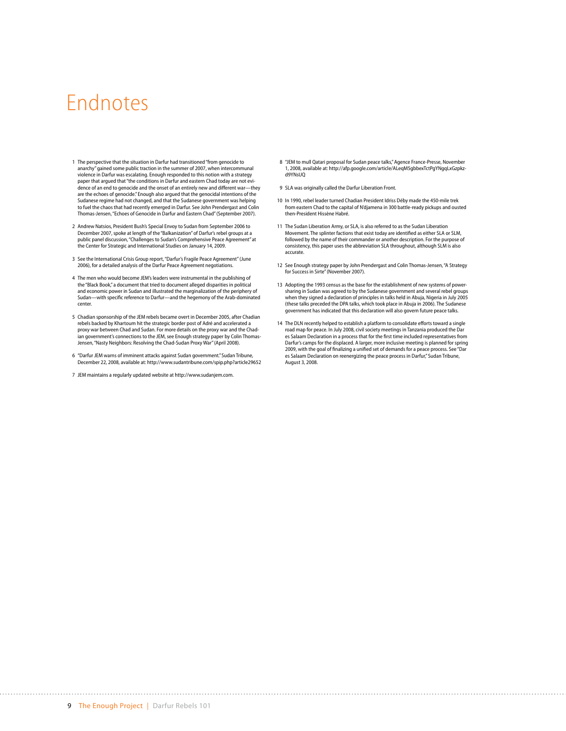# Endnotes

1 The perspective that the situation in Darfur had transitioned "from genocide to anarchy" gained some public traction in the summer of 2007, when intercommunal violence in Darfur was escalating. Enough responded to this notion with a strategy paper that argued that "the conditions in Darfur and eastern Chad today are not evidence of an end to genocide and the onset of an entirely new and different war—they are the echoes of genocide." Enough also argued that the genocidal intentions of the Sudanese regime had not changed, and that the Sudanese government was helping to fuel the chaos that had recently emerged in Darfur. See John Prendergast and Colin Thomas-Jensen, "Echoes of Genocide in Darfur and Eastern Chad" (September 2007).

2 Andrew Natsios, President Bush's Special Envoy to Sudan from September 2006 to December 2007, spoke at length of the "Balkanization" of Darfur's rebel groups at a public panel discussion, "Challenges to Sudan's Comprehensive Peace Agreement" at the Center for Strategic and International Studies on January 14, 2009.

3 See the International Crisis Group report, "Darfur's Fragile Peace Agreement" (June 2006), for a detailed analysis of the Darfur Peace Agreement negotiations.

4 The men who would become JEM's leaders were instrumental in the publishing of the "Black Book," a document that tried to document alleged disparities in political and economic power in Sudan and illustrated the marginalization of the periphery of Sudan—with specific reference to Darfur—and the hegemony of the Arab-dominated center.

5 Chadian sponsorship of the JEM rebels became overt in December 2005, after Chadian rebels backed by Khartoum hit the strategic border post of Adré and accelerated a proxy war between Chad and Sudan. For more details on the proxy war and the Chadian government's connections to the JEM, see Enough strategy paper by Colin Thomas-Jensen, "Nasty Neighbors: Resolving the Chad-Sudan Proxy War" (April 2008).

6 "Darfur JEM warns of imminent attacks against Sudan government." Sudan Tribune, December 22, 2008, available at: http://www.sudantribune.com/spip.php?article29652

7 JEM maintains a regularly updated website at http://www.sudanjem.com.

8 "JEM to mull Qatari proposal for Sudan peace talks," Agence France-Presse, November 1, 2008, available at: http://afp.google.com/article/ALeqM5gbbexTctPgYNgqLxGzpkzd9YNsUQ

9 SLA was originally called the Darfur Liberation Front.

10 In 1990, rebel leader turned Chadian President Idriss Déby made the 450-mile trek from eastern Chad to the capital of N'djamena in 300 battle-ready pickups and ousted then-President Hissène Habré.

11 The Sudan Liberation Army, or SLA, is also referred to as the Sudan Liberation Movement. The splinter factions that exist today are identified as either SLA or SLM, followed by the name of their commander or another description. For the purpose of consistency, this paper uses the abbreviation SLA throughout, although SLM is also accurate.

12 See Enough strategy paper by John Prendergast and Colin Thomas-Jensen, "A Strategy for Success in Sirte" (November 2007).

13 Adopting the 1993 census as the base for the establishment of new systems of power-sharing in Sudan was agreed to by the Sudanese government and several rebel groups when they signed a declaration of principles in talks held in Abuja, Nigeria in July 2005 (these talks preceded the DPA talks, which took place in Abuja in 2006). The Sudanese government has indicated that this declaration will also govern future peace talks.

14 The DLN recently helped to establish a platform to consolidate efforts toward a single road map for peace. In July 2008, civil society meetings in Tanzania produced the Dar es Salaam Declaration in a process that for the first time included representatives from Darfur's camps for the displaced. A larger, more inclusive meeting is planned for spring 2009, with the goal of finalizing a unified set of demands for a peace process. See "Dar es Salaam Declaration on reenergizing the peace process in Darfur," Sudan Tribune, August 3, 2008.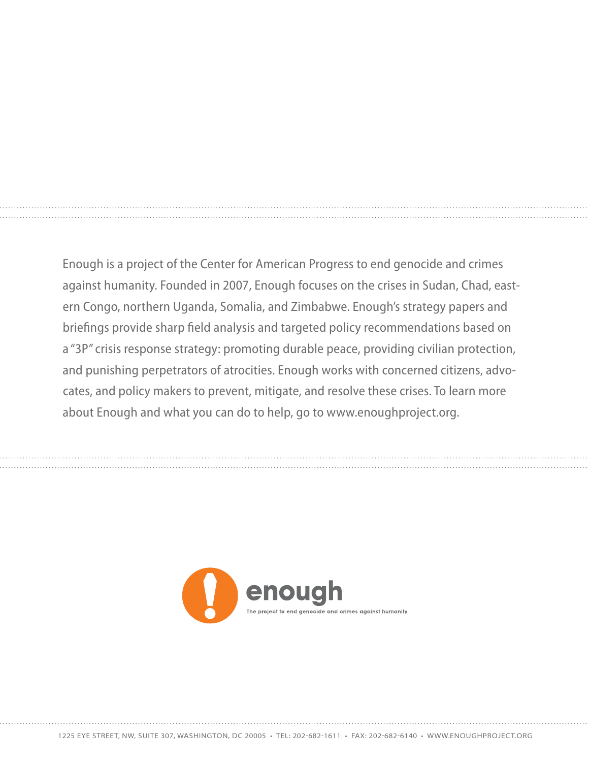Enough is a project of the Center for American Progress to end genocide and crimes against humanity. Founded in 2007, Enough focuses on the crises in Sudan, Chad, eastern Congo, northern Uganda, Somalia, and Zimbabwe. Enough's strategy papers and briefings provide sharp field analysis and targeted policy recommendations based on a "3P" crisis response strategy: promoting durable peace, providing civilian protection, and punishing perpetrators of atrocities. Enough works with concerned citizens, advocates, and policy makers to prevent, mitigate, and resolve these crises. To learn more about Enough and what you can do to help, go to www.enoughproject.org.

enough

The project to end genocide and crimes against humanity

1225 EYE STREET, NW, SUITE 307, WASHINGTON, DC 20005 • TEL: 202-682-1611 • FAX: 202-682-6140 • WWW.ENOUGHPROJECT.ORG